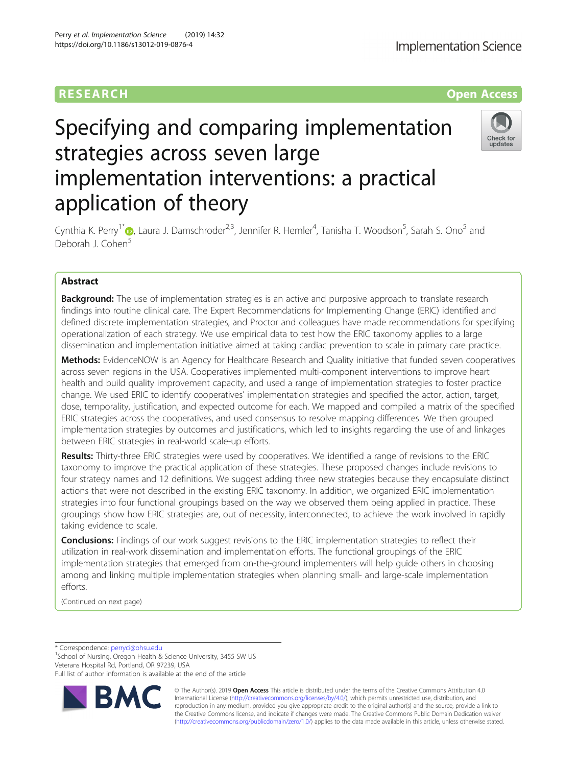RESEARCH Open Access

# Specifying and comparing implementation strategies across seven large implementation interventions: a practical application of theory

Cynthia K. Perry[1*], Laura J. Damschroder[2,3], Jennifer R. Hemler[4], Tanisha T. Woodson[5], Sarah S. Ono[5] and Deborah J. Cohen[5]

## Abstract

**Background:** The use of implementation strategies is an active and purposive approach to translate research findings into routine clinical care. The Expert Recommendations for Implementing Change (ERIC) identified and defined discrete implementation strategies, and Proctor and colleagues have made recommendations for specifying operationalization of each strategy. We use empirical data to test how the ERIC taxonomy applies to a large dissemination and implementation initiative aimed at taking cardiac prevention to scale in primary care practice.

**Methods:** EvidenceNOW is an Agency for Healthcare Research and Quality initiative that funded seven cooperatives across seven regions in the USA. Cooperatives implemented multi-component interventions to improve heart health and build quality improvement capacity, and used a range of implementation strategies to foster practice change. We used ERIC to identify cooperatives' implementation strategies and specified the actor, action, target, dose, temporality, justification, and expected outcome for each. We mapped and compiled a matrix of the specified ERIC strategies across the cooperatives, and used consensus to resolve mapping differences. We then grouped implementation strategies by outcomes and justifications, which led to insights regarding the use of and linkages between ERIC strategies in real-world scale-up efforts.

**Results:** Thirty-three ERIC strategies were used by cooperatives. We identified a range of revisions to the ERIC taxonomy to improve the practical application of these strategies. These proposed changes include revisions to four strategy names and 12 definitions. We suggest adding three new strategies because they encapsulate distinct actions that were not described in the existing ERIC taxonomy. In addition, we organized ERIC implementation strategies into four functional groupings based on the way we observed them being applied in practice. These groupings show how ERIC strategies are, out of necessity, interconnected, to achieve the work involved in rapidly taking evidence to scale.

**Conclusions:** Findings of our work suggest revisions to the ERIC implementation strategies to reflect their utilization in real-work dissemination and implementation efforts. The functional groupings of the ERIC implementation strategies that emerged from on-the-ground implementers will help guide others in choosing among and linking multiple implementation strategies when planning small- and large-scale implementation efforts.

(Continued on next page)

\* Correspondence: perryci@ohsu.edu
[1]School of Nursing, Oregon Health & Science University, 3455 SW US Veterans Hospital Rd, Portland, OR 97239, USA
Full list of author information is available at the end of the article

© The Author(s). 2019 **Open Access** This article is distributed under the terms of the Creative Commons Attribution 4.0 International License (http://creativecommons.org/licenses/by/4.0/), which permits unrestricted use, distribution, and reproduction in any medium, provided you give appropriate credit to the original author(s) and the source, provide a link to the Creative Commons license, and indicate if changes were made. The Creative Commons Public Domain Dedication waiver (http://creativecommons.org/publicdomain/zero/1.0/) applies to the data made available in this article, unless otherwise stated.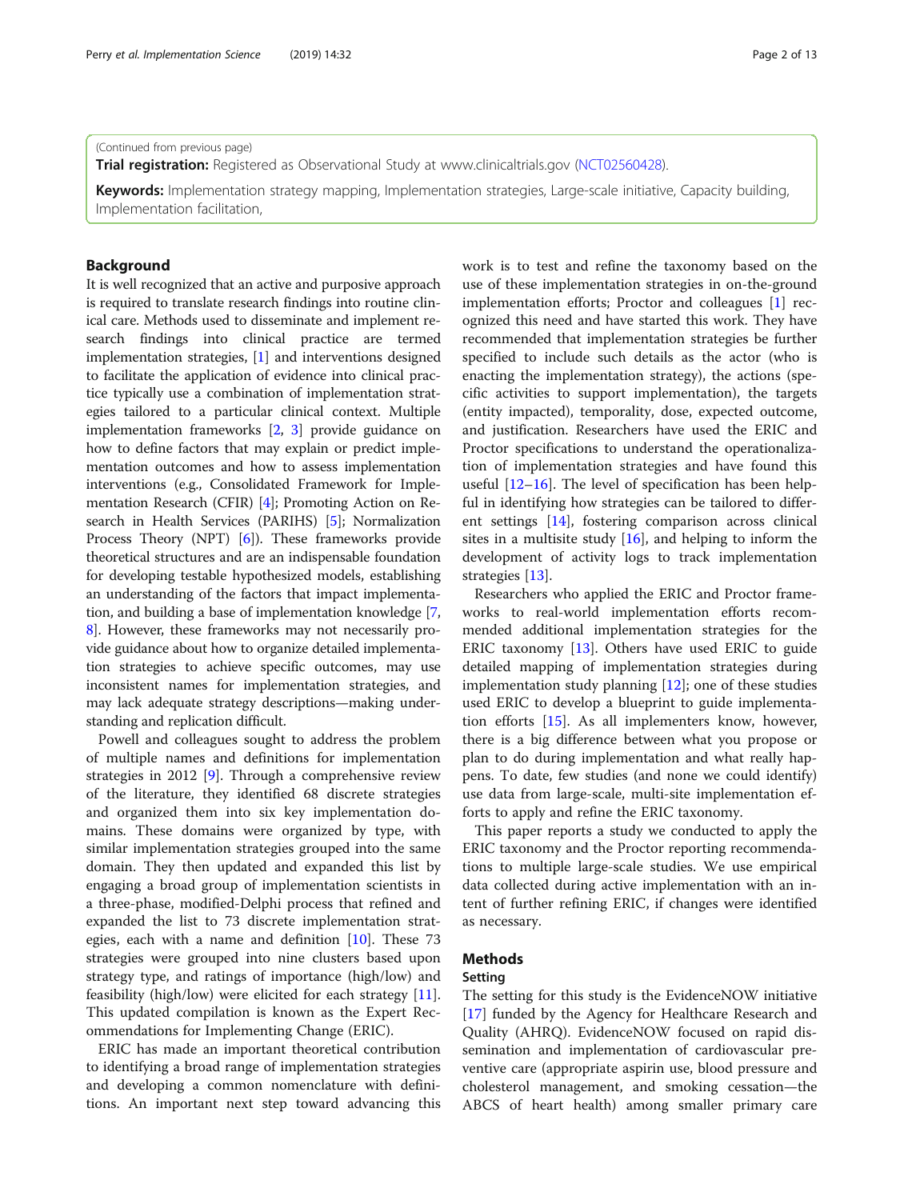(Continued from previous page)

**Trial registration:** Registered as Observational Study at www.clinicaltrials.gov (NCT02560428).

**Keywords:** Implementation strategy mapping, Implementation strategies, Large-scale initiative, Capacity building, Implementation facilitation,

## Background

It is well recognized that an active and purposive approach is required to translate research findings into routine clinical care. Methods used to disseminate and implement research findings into clinical practice are termed implementation strategies, [1] and interventions designed to facilitate the application of evidence into clinical practice typically use a combination of implementation strategies tailored to a particular clinical context. Multiple implementation frameworks [2, 3] provide guidance on how to define factors that may explain or predict implementation outcomes and how to assess implementation interventions (e.g., Consolidated Framework for Implementation Research (CFIR) [4]; Promoting Action on Research in Health Services (PARIHS) [5]; Normalization Process Theory (NPT) [6]). These frameworks provide theoretical structures and are an indispensable foundation for developing testable hypothesized models, establishing an understanding of the factors that impact implementation, and building a base of implementation knowledge [7, 8]. However, these frameworks may not necessarily provide guidance about how to organize detailed implementation strategies to achieve specific outcomes, may use inconsistent names for implementation strategies, and may lack adequate strategy descriptions—making understanding and replication difficult.

Powell and colleagues sought to address the problem of multiple names and definitions for implementation strategies in 2012 [9]. Through a comprehensive review of the literature, they identified 68 discrete strategies and organized them into six key implementation domains. These domains were organized by type, with similar implementation strategies grouped into the same domain. They then updated and expanded this list by engaging a broad group of implementation scientists in a three-phase, modified-Delphi process that refined and expanded the list to 73 discrete implementation strategies, each with a name and definition [10]. These 73 strategies were grouped into nine clusters based upon strategy type, and ratings of importance (high/low) and feasibility (high/low) were elicited for each strategy [11]. This updated compilation is known as the Expert Recommendations for Implementing Change (ERIC).

ERIC has made an important theoretical contribution to identifying a broad range of implementation strategies and developing a common nomenclature with definitions. An important next step toward advancing this work is to test and refine the taxonomy based on the use of these implementation strategies in on-the-ground implementation efforts; Proctor and colleagues [1] recognized this need and have started this work. They have recommended that implementation strategies be further specified to include such details as the actor (who is enacting the implementation strategy), the actions (specific activities to support implementation), the targets (entity impacted), temporality, dose, expected outcome, and justification. Researchers have used the ERIC and Proctor specifications to understand the operationalization of implementation strategies and have found this useful [12–16]. The level of specification has been helpful in identifying how strategies can be tailored to different settings [14], fostering comparison across clinical sites in a multisite study [16], and helping to inform the development of activity logs to track implementation strategies [13].

Researchers who applied the ERIC and Proctor frameworks to real-world implementation efforts recommended additional implementation strategies for the ERIC taxonomy [13]. Others have used ERIC to guide detailed mapping of implementation strategies during implementation study planning [12]; one of these studies used ERIC to develop a blueprint to guide implementation efforts [15]. As all implementers know, however, there is a big difference between what you propose or plan to do during implementation and what really happens. To date, few studies (and none we could identify) use data from large-scale, multi-site implementation efforts to apply and refine the ERIC taxonomy.

This paper reports a study we conducted to apply the ERIC taxonomy and the Proctor reporting recommendations to multiple large-scale studies. We use empirical data collected during active implementation with an intent of further refining ERIC, if changes were identified as necessary.

## Methods

### Setting

The setting for this study is the EvidenceNOW initiative [17] funded by the Agency for Healthcare Research and Quality (AHRQ). EvidenceNOW focused on rapid dissemination and implementation of cardiovascular preventive care (appropriate aspirin use, blood pressure and cholesterol management, and smoking cessation—the ABCS of heart health) among smaller primary care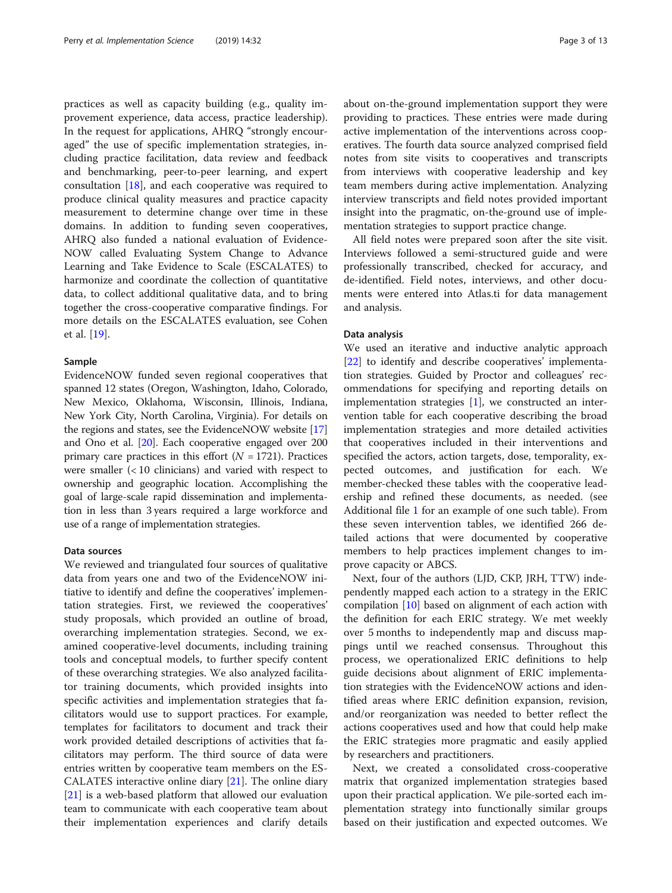practices as well as capacity building (e.g., quality improvement experience, data access, practice leadership). In the request for applications, AHRQ "strongly encouraged" the use of specific implementation strategies, including practice facilitation, data review and feedback and benchmarking, peer-to-peer learning, and expert consultation [18], and each cooperative was required to produce clinical quality measures and practice capacity measurement to determine change over time in these domains. In addition to funding seven cooperatives, AHRQ also funded a national evaluation of EvidenceNOW called Evaluating System Change to Advance Learning and Take Evidence to Scale (ESCALATES) to harmonize and coordinate the collection of quantitative data, to collect additional qualitative data, and to bring together the cross-cooperative comparative findings. For more details on the ESCALATES evaluation, see Cohen et al. [19].

#### Sample

EvidenceNOW funded seven regional cooperatives that spanned 12 states (Oregon, Washington, Idaho, Colorado, New Mexico, Oklahoma, Wisconsin, Illinois, Indiana, New York City, North Carolina, Virginia). For details on the regions and states, see the EvidenceNOW website [17] and Ono et al. [20]. Each cooperative engaged over 200 primary care practices in this effort ($N = 1721$). Practices were smaller (< 10 clinicians) and varied with respect to ownership and geographic location. Accomplishing the goal of large-scale rapid dissemination and implementation in less than 3 years required a large workforce and use of a range of implementation strategies.

#### Data sources

We reviewed and triangulated four sources of qualitative data from years one and two of the EvidenceNOW initiative to identify and define the cooperatives' implementation strategies. First, we reviewed the cooperatives' study proposals, which provided an outline of broad, overarching implementation strategies. Second, we examined cooperative-level documents, including training tools and conceptual models, to further specify content of these overarching strategies. We also analyzed facilitator training documents, which provided insights into specific activities and implementation strategies that facilitators would use to support practices. For example, templates for facilitators to document and track their work provided detailed descriptions of activities that facilitators may perform. The third source of data were entries written by cooperative team members on the ESCALATES interactive online diary [21]. The online diary [21] is a web-based platform that allowed our evaluation team to communicate with each cooperative team about their implementation experiences and clarify details about on-the-ground implementation support they were providing to practices. These entries were made during active implementation of the interventions across cooperatives. The fourth data source analyzed comprised field notes from site visits to cooperatives and transcripts from interviews with cooperative leadership and key team members during active implementation. Analyzing interview transcripts and field notes provided important insight into the pragmatic, on-the-ground use of implementation strategies to support practice change.

All field notes were prepared soon after the site visit. Interviews followed a semi-structured guide and were professionally transcribed, checked for accuracy, and de-identified. Field notes, interviews, and other documents were entered into Atlas.ti for data management and analysis.

#### Data analysis

We used an iterative and inductive analytic approach [22] to identify and describe cooperatives' implementation strategies. Guided by Proctor and colleagues' recommendations for specifying and reporting details on implementation strategies [1], we constructed an intervention table for each cooperative describing the broad implementation strategies and more detailed activities that cooperatives included in their interventions and specified the actors, action targets, dose, temporality, expected outcomes, and justification for each. We member-checked these tables with the cooperative leadership and refined these documents, as needed. (see Additional file 1 for an example of one such table). From these seven intervention tables, we identified 266 detailed actions that were documented by cooperative members to help practices implement changes to improve capacity or ABCS.

Next, four of the authors (LJD, CKP, JRH, TTW) independently mapped each action to a strategy in the ERIC compilation [10] based on alignment of each action with the definition for each ERIC strategy. We met weekly over 5 months to independently map and discuss mappings until we reached consensus. Throughout this process, we operationalized ERIC definitions to help guide decisions about alignment of ERIC implementation strategies with the EvidenceNOW actions and identified areas where ERIC definition expansion, revision, and/or reorganization was needed to better reflect the actions cooperatives used and how that could help make the ERIC strategies more pragmatic and easily applied by researchers and practitioners.

Next, we created a consolidated cross-cooperative matrix that organized implementation strategies based upon their practical application. We pile-sorted each implementation strategy into functionally similar groups based on their justification and expected outcomes. We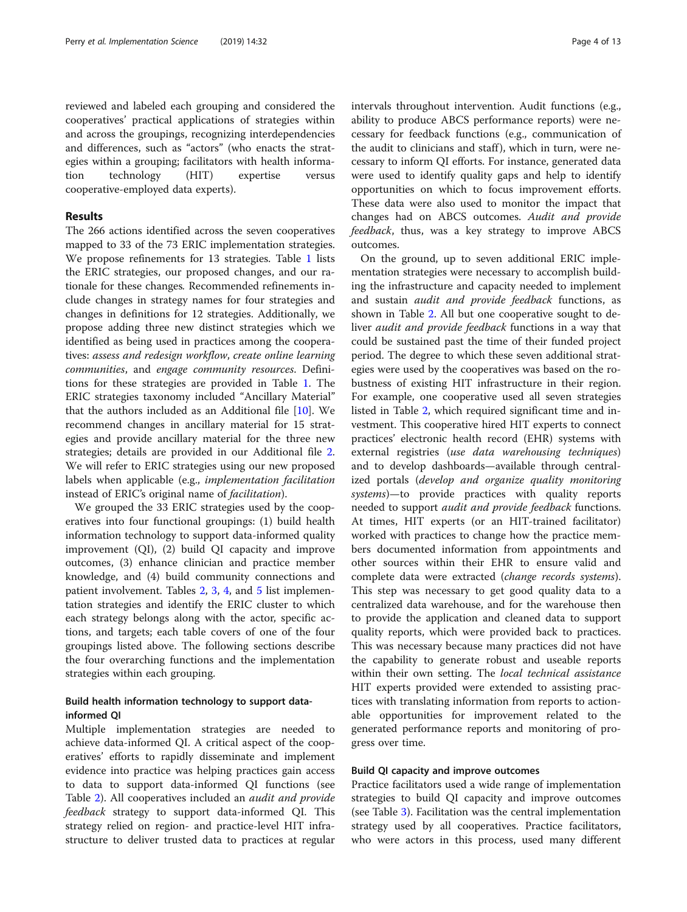reviewed and labeled each grouping and considered the cooperatives' practical applications of strategies within and across the groupings, recognizing interdependencies and differences, such as "actors" (who enacts the strategies within a grouping; facilitators with health information technology (HIT) expertise versus cooperative-employed data experts).

## Results

The 266 actions identified across the seven cooperatives mapped to 33 of the 73 ERIC implementation strategies. We propose refinements for 13 strategies. Table 1 lists the ERIC strategies, our proposed changes, and our rationale for these changes. Recommended refinements include changes in strategy names for four strategies and changes in definitions for 12 strategies. Additionally, we propose adding three new distinct strategies which we identified as being used in practices among the cooperatives: *assess and redesign workflow*, *create online learning communities*, and *engage community resources*. Definitions for these strategies are provided in Table 1. The ERIC strategies taxonomy included "Ancillary Material" that the authors included as an Additional file [10]. We recommend changes in ancillary material for 15 strategies and provide ancillary material for the three new strategies; details are provided in our Additional file 2. We will refer to ERIC strategies using our new proposed labels when applicable (e.g., *implementation facilitation* instead of ERIC's original name of *facilitation*).

We grouped the 33 ERIC strategies used by the cooperatives into four functional groupings: (1) build health information technology to support data-informed quality improvement (QI), (2) build QI capacity and improve outcomes, (3) enhance clinician and practice member knowledge, and (4) build community connections and patient involvement. Tables 2, 3, 4, and 5 list implementation strategies and identify the ERIC cluster to which each strategy belongs along with the actor, specific actions, and targets; each table covers of one of the four groupings listed above. The following sections describe the four overarching functions and the implementation strategies within each grouping.

### Build health information technology to support data-informed QI

Multiple implementation strategies are needed to achieve data-informed QI. A critical aspect of the cooperatives' efforts to rapidly disseminate and implement evidence into practice was helping practices gain access to data to support data-informed QI functions (see Table 2). All cooperatives included an *audit and provide feedback* strategy to support data-informed QI. This strategy relied on region- and practice-level HIT infrastructure to deliver trusted data to practices at regular intervals throughout intervention. Audit functions (e.g., ability to produce ABCS performance reports) were necessary for feedback functions (e.g., communication of the audit to clinicians and staff), which in turn, were necessary to inform QI efforts. For instance, generated data were used to identify quality gaps and help to identify opportunities on which to focus improvement efforts. These data were also used to monitor the impact that changes had on ABCS outcomes. *Audit and provide feedback*, thus, was a key strategy to improve ABCS outcomes.

On the ground, up to seven additional ERIC implementation strategies were necessary to accomplish building the infrastructure and capacity needed to implement and sustain *audit and provide feedback* functions, as shown in Table 2. All but one cooperative sought to deliver *audit and provide feedback* functions in a way that could be sustained past the time of their funded project period. The degree to which these seven additional strategies were used by the cooperatives was based on the robustness of existing HIT infrastructure in their region. For example, one cooperative used all seven strategies listed in Table 2, which required significant time and investment. This cooperative hired HIT experts to connect practices' electronic health record (EHR) systems with external registries (*use data warehousing techniques*) and to develop dashboards—available through centralized portals (*develop and organize quality monitoring systems*)—to provide practices with quality reports needed to support *audit and provide feedback* functions. At times, HIT experts (or an HIT-trained facilitator) worked with practices to change how the practice members documented information from appointments and other sources within their EHR to ensure valid and complete data were extracted (*change records systems*). This step was necessary to get good quality data to a centralized data warehouse, and for the warehouse then to provide the application and cleaned data to support quality reports, which were provided back to practices. This was necessary because many practices did not have the capability to generate robust and useable reports within their own setting. The *local technical assistance* HIT experts provided were extended to assisting practices with translating information from reports to actionable opportunities for improvement related to the generated performance reports and monitoring of progress over time.

### Build QI capacity and improve outcomes

Practice facilitators used a wide range of implementation strategies to build QI capacity and improve outcomes (see Table 3). Facilitation was the central implementation strategy used by all cooperatives. Practice facilitators, who were actors in this process, used many different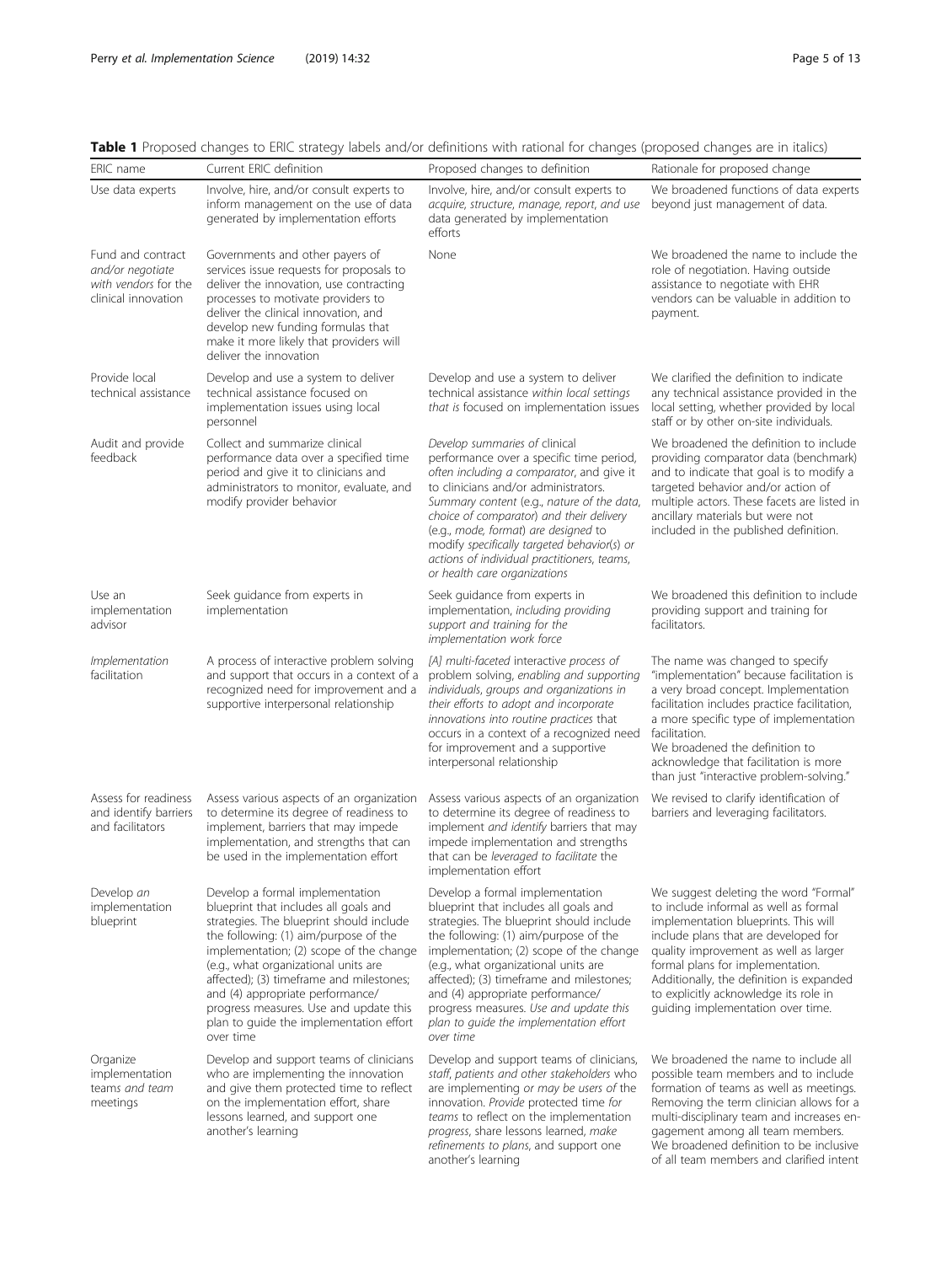**Table 1** Proposed changes to ERIC strategy labels and/or definitions with rational for changes (proposed changes are in italics)

| ERIC name | Current ERIC definition | Proposed changes to definition | Rationale for proposed change |
|---|---|---|---|
| Use data experts | Involve, hire, and/or consult experts to inform management on the use of data generated by implementation efforts | Involve, hire, and/or consult experts to *acquire, structure, manage, report, and use* data generated by implementation efforts | We broadened functions of data experts beyond just management of data. |
| Fund and contract *and/or negotiate with vendors* for the clinical innovation | Governments and other payers of services issue requests for proposals to deliver the innovation, use contracting processes to motivate providers to deliver the clinical innovation, and develop new funding formulas that make it more likely that providers will deliver the innovation | None | We broadened the name to include the role of negotiation. Having outside assistance to negotiate with EHR vendors can be valuable in addition to payment. |
| Provide local technical assistance | Develop and use a system to deliver technical assistance focused on implementation issues using local personnel | Develop and use a system to deliver technical assistance *within local settings that is* focused on implementation issues | We clarified the definition to indicate any technical assistance provided in the local setting, whether provided by local staff or by other on-site individuals. |
| Audit and provide feedback | Collect and summarize clinical performance data over a specified time period and give it to clinicians and administrators to monitor, evaluate, and modify provider behavior | *Develop summaries of* clinical performance over a specific time period, *often including a comparator*, and give it to clinicians and/or administrators. *Summary content* (e.g., *nature of the data, choice of comparator*) *and their delivery* (e.g., *mode, format*) *are designed* to modify *specifically targeted behavior*(s) *or actions of individual practitioners, teams, or health care organizations* | We broadened the definition to include providing comparator data (benchmark) and to indicate that goal is to modify a targeted behavior and/or action of multiple actors. These facets are listed in ancillary materials but were not included in the published definition. |
| Use an implementation advisor | Seek guidance from experts in implementation | Seek guidance from experts in implementation, *including providing support and training for the implementation work force* | We broadened this definition to include providing support and training for facilitators. |
| *Implementation* facilitation | A process of interactive problem solving and support that occurs in a context of a recognized need for improvement and a supportive interpersonal relationship | *[A] multi-faceted* interactive *process of* problem solving, *enabling and supporting individuals, groups and organizations in their efforts to adopt and incorporate innovations into routine practices* that occurs in a context of a recognized need for improvement and a supportive interpersonal relationship | The name was changed to specify "implementation" because facilitation is a very broad concept. Implementation facilitation includes practice facilitation, a more specific type of implementation facilitation. We broadened the definition to acknowledge that facilitation is more than just "interactive problem-solving." |
| Assess for readiness and identify barriers and facilitators | Assess various aspects of an organization to determine its degree of readiness to implement, barriers that may impede implementation, and strengths that can be used in the implementation effort | Assess various aspects of an organization to determine its degree of readiness to implement *and identify* barriers that may impede implementation and strengths that can be *leveraged to facilitate* the implementation effort | We revised to clarify identification of barriers and leveraging facilitators. |
| Develop *an* implementation blueprint | Develop a formal implementation blueprint that includes all goals and strategies. The blueprint should include the following: (1) aim/purpose of the implementation; (2) scope of the change (e.g., what organizational units are affected); (3) timeframe and milestones; and (4) appropriate performance/ progress measures. Use and update this plan to guide the implementation effort over time | Develop a formal implementation blueprint that includes all goals and strategies. The blueprint should include the following: (1) aim/purpose of the implementation; (2) scope of the change (e.g., what organizational units are affected); (3) timeframe and milestones; and (4) appropriate performance/ progress measures. *Use and update this plan to guide the implementation effort over time* | We suggest deleting the word "Formal" to include informal as well as formal implementation blueprints. This will include plans that are developed for quality improvement as well as larger formal plans for implementation. Additionally, the definition is expanded to explicitly acknowledge its role in guiding implementation over time. |
| Organize implementation teams *and team meetings* | Develop and support teams of clinicians who are implementing the innovation and give them protected time to reflect on the implementation effort, share lessons learned, and support one another's learning | Develop and support teams of clinicians, *staff, patients and other stakeholders* who are implementing *or may be users of* the innovation. *Provide* protected time *for teams* to reflect on the implementation *progress*, share lessons learned, *make refinements to plans*, and support one another's learning | We broadened the name to include all possible team members and to include formation of teams as well as meetings. Removing the term clinician allows for a multi-disciplinary team and increases engagement among all team members. We broadened definition to be inclusive of all team members and clarified intent |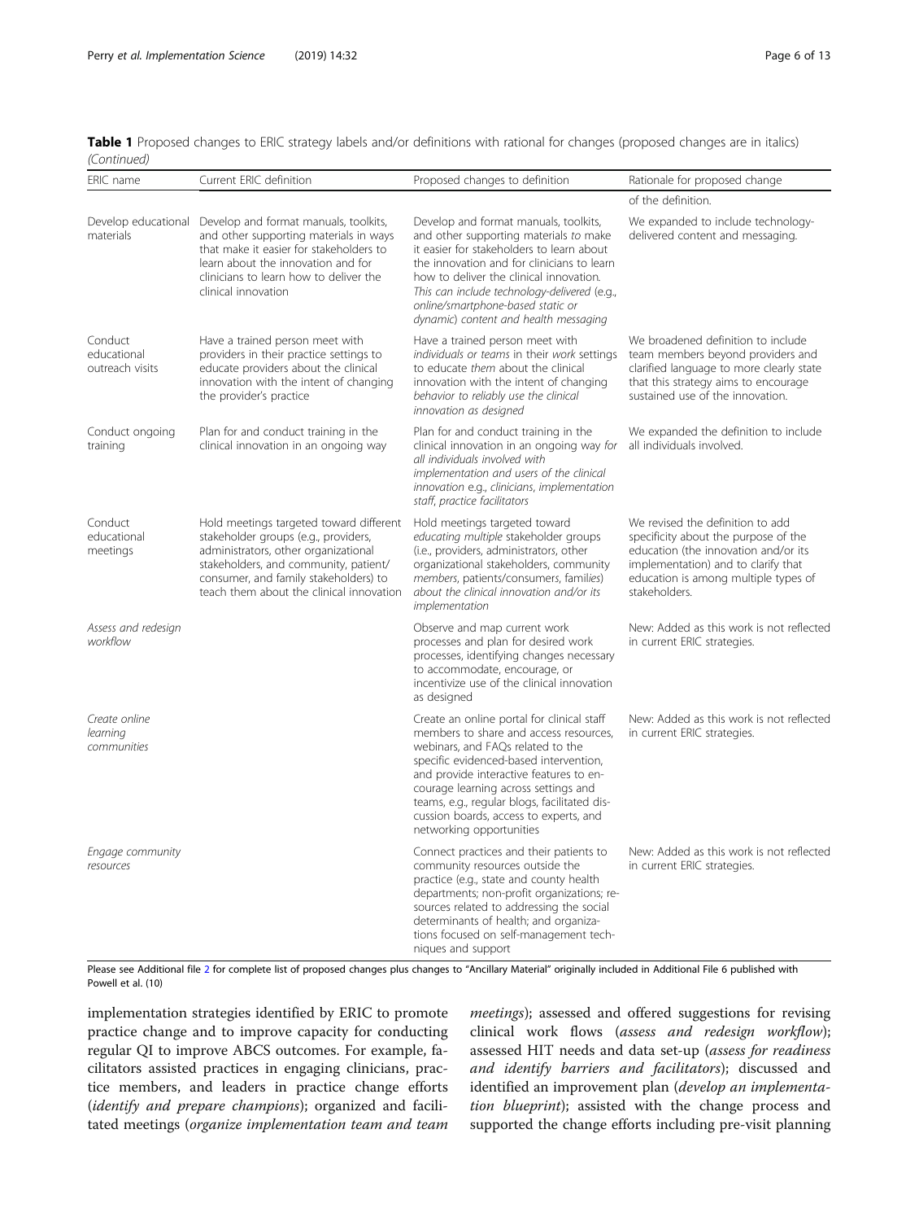**Table 1** Proposed changes to ERIC strategy labels and/or definitions with rational for changes (proposed changes are in italics) *(Continued)*

| ERIC name | Current ERIC definition | Proposed changes to definition | Rationale for proposed change |
|---|---|---|---|
| | | | of the definition. |
| Develop educational materials | Develop and format manuals, toolkits, and other supporting materials in ways that make it easier for stakeholders to learn about the innovation and for clinicians to learn how to deliver the clinical innovation | Develop and format manuals, toolkits, and other supporting materials *to* make it easier for stakeholders to learn about the innovation and for clinicians to learn how to deliver the clinical innovation. *This can include technology-delivered* (e.g., *online/smartphone-based static or dynamic*) *content and health messaging* | We expanded to include technology-delivered content and messaging. |
| Conduct educational outreach visits | Have a trained person meet with providers in their practice settings to educate providers about the clinical innovation with the intent of changing the provider's practice | Have a trained person meet with *individuals or teams* in their *work* settings to educate *them* about the clinical innovation with the intent of changing *behavior to reliably use the clinical innovation as designed* | We broadened definition to include team members beyond providers and clarified language to more clearly state that this strategy aims to encourage sustained use of the innovation. |
| Conduct ongoing training | Plan for and conduct training in the clinical innovation in an ongoing way | Plan for and conduct training in the clinical innovation in an ongoing way *for all individuals involved with implementation and users of the clinical innovation* e.g., *clinicians, implementation staff, practice facilitators* | We expanded the definition to include all individuals involved. |
| Conduct educational meetings | Hold meetings targeted toward different stakeholder groups (e.g., providers, administrators, other organizational stakeholders, and community, patient/consumer, and family stakeholders) to teach them about the clinical innovation | Hold meetings targeted toward *educating multiple* stakeholder groups (i.e., providers, administrators, other organizational stakeholders, community *members*, patients/consumers, families) about the clinical innovation *and/or its implementation* | We revised the definition to add specificity about the purpose of the education (the innovation and/or its implementation) and to clarify that education is among multiple types of stakeholders. |
| *Assess and redesign workflow* | | Observe and map current work processes and plan for desired work processes, identifying changes necessary to accommodate, encourage, or incentivize use of the clinical innovation as designed | New: Added as this work is not reflected in current ERIC strategies. |
| *Create online learning communities* | | Create an online portal for clinical staff members to share and access resources, webinars, and FAQs related to the specific evidenced-based intervention, and provide interactive features to encourage learning across settings and teams, e.g., regular blogs, facilitated discussion boards, access to experts, and networking opportunities | New: Added as this work is not reflected in current ERIC strategies. |
| *Engage community resources* | | Connect practices and their patients to community resources outside the practice (e.g., state and county health departments; non-profit organizations; resources related to addressing the social determinants of health; and organizations focused on self-management techniques and support | New: Added as this work is not reflected in current ERIC strategies. |

Please see Additional file 2 for complete list of proposed changes plus changes to "Ancillary Material" originally included in Additional File 6 published with Powell et al. (10)

implementation strategies identified by ERIC to promote practice change and to improve capacity for conducting regular QI to improve ABCS outcomes. For example, facilitators assisted practices in engaging clinicians, practice members, and leaders in practice change efforts (*identify and prepare champions*); organized and facilitated meetings (*organize implementation team and team meetings*); assessed and offered suggestions for revising clinical work flows (*assess and redesign workflow*); assessed HIT needs and data set-up (*assess for readiness and identify barriers and facilitators*); discussed and identified an improvement plan (*develop an implementation blueprint*); assisted with the change process and supported the change efforts including pre-visit planning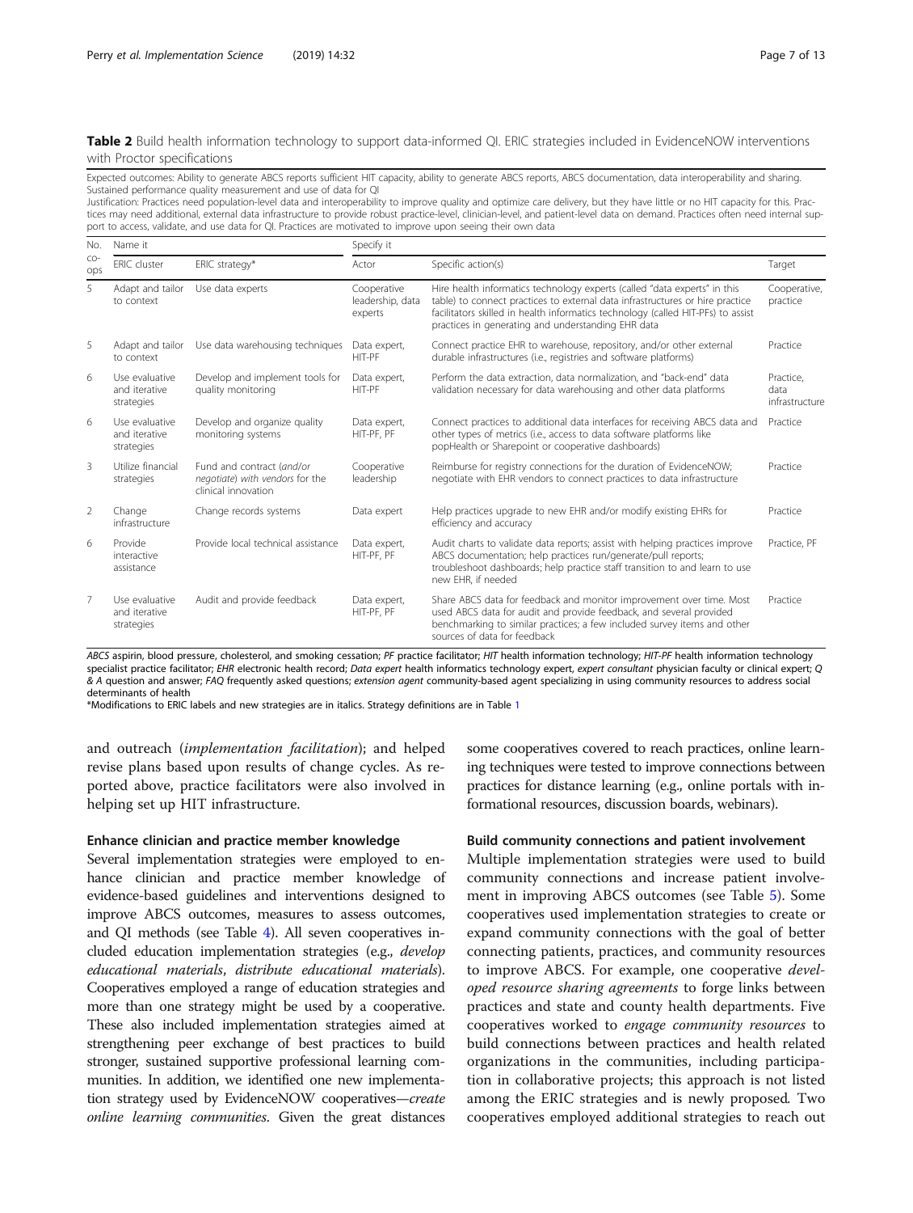**Table 2** Build health information technology to support data-informed QI. ERIC strategies included in EvidenceNOW interventions with Proctor specifications

Expected outcomes: Ability to generate ABCS reports sufficient HIT capacity, ability to generate ABCS reports, ABCS documentation, data interoperability and sharing. Sustained performance quality measurement and use of data for QI

Justification: Practices need population-level data and interoperability to improve quality and optimize care delivery, but they have little or no HIT capacity for this. Practices may need additional, external data infrastructure to provide robust practice-level, clinician-level, and patient-level data on demand. Practices often need internal support to access, validate, and use data for QI. Practices are motivated to improve upon seeing their own data

| No. co-ops | Name it | | Specify it | | |
|---|---|---|---|---|---|
| | ERIC cluster | ERIC strategy* | Actor | Specific action(s) | Target |
| 5 | Adapt and tailor to context | Use data experts | Cooperative leadership, data experts | Hire health informatics technology experts (called "data experts" in this table) to connect practices to external data infrastructures or hire practice facilitators skilled in health informatics technology (called HIT-PFs) to assist practices in generating and understanding EHR data | Cooperative, practice |
| 5 | Adapt and tailor to context | Use data warehousing techniques | Data expert, HIT-PF | Connect practice EHR to warehouse, repository, and/or other external durable infrastructures (i.e., registries and software platforms) | Practice |
| 6 | Use evaluative and iterative strategies | Develop and implement tools for quality monitoring | Data expert, HIT-PF | Perform the data extraction, data normalization, and "back-end" data validation necessary for data warehousing and other data platforms | Practice, data infrastructure |
| 6 | Use evaluative and iterative strategies | Develop and organize quality monitoring systems | Data expert, HIT-PF, PF | Connect practices to additional data interfaces for receiving ABCS data and other types of metrics (i.e., access to data software platforms like popHealth or Sharepoint or cooperative dashboards) | Practice |
| 3 | Utilize financial strategies | Fund and contract *(and/or negotiate) with vendors* for the clinical innovation | Cooperative leadership | Reimburse for registry connections for the duration of EvidenceNOW; negotiate with EHR vendors to connect practices to data infrastructure | Practice |
| 2 | Change infrastructure | Change records systems | Data expert | Help practices upgrade to new EHR and/or modify existing EHRs for efficiency and accuracy | Practice |
| 6 | Provide interactive assistance | Provide local technical assistance | Data expert, HIT-PF, PF | Audit charts to validate data reports; assist with helping practices improve ABCS documentation; help practices run/generate/pull reports; troubleshoot dashboards; help practice staff transition to and learn to use new EHR, if needed | Practice, PF |
| 7 | Use evaluative and iterative strategies | Audit and provide feedback | Data expert, HIT-PF, PF | Share ABCS data for feedback and monitor improvement over time. Most used ABCS data for audit and provide feedback, and several provided benchmarking to similar practices; a few included survey items and other sources of data for feedback | Practice |

*ABCS* aspirin, blood pressure, cholesterol, and smoking cessation; *PF* practice facilitator; *HIT* health information technology; *HIT-PF* health information technology specialist practice facilitator; *EHR* electronic health record; *Data expert* health informatics technology expert, *expert consultant* physician faculty or clinical expert; *Q & A* question and answer; *FAQ* frequently asked questions; *extension agent* community-based agent specializing in using community resources to address social determinants of health

*Modifications to ERIC labels and new strategies are in italics. Strategy definitions are in Table 1

and outreach (*implementation facilitation*); and helped revise plans based upon results of change cycles. As reported above, practice facilitators were also involved in helping set up HIT infrastructure.

### Enhance clinician and practice member knowledge

Several implementation strategies were employed to enhance clinician and practice member knowledge of evidence-based guidelines and interventions designed to improve ABCS outcomes, measures to assess outcomes, and QI methods (see Table 4). All seven cooperatives included education implementation strategies (e.g., *develop educational materials*, *distribute educational materials*). Cooperatives employed a range of education strategies and more than one strategy might be used by a cooperative. These also included implementation strategies aimed at strengthening peer exchange of best practices to build stronger, sustained supportive professional learning communities. In addition, we identified one new implementation strategy used by EvidenceNOW cooperatives—*create online learning communities*. Given the great distances some cooperatives covered to reach practices, online learning techniques were tested to improve connections between practices for distance learning (e.g., online portals with informational resources, discussion boards, webinars).

### Build community connections and patient involvement

Multiple implementation strategies were used to build community connections and increase patient involvement in improving ABCS outcomes (see Table 5). Some cooperatives used implementation strategies to create or expand community connections with the goal of better connecting patients, practices, and community resources to improve ABCS. For example, one cooperative *developed resource sharing agreements* to forge links between practices and state and county health departments. Five cooperatives worked to *engage community resources* to build connections between practices and health related organizations in the communities, including participation in collaborative projects; this approach is not listed among the ERIC strategies and is newly proposed. Two cooperatives employed additional strategies to reach out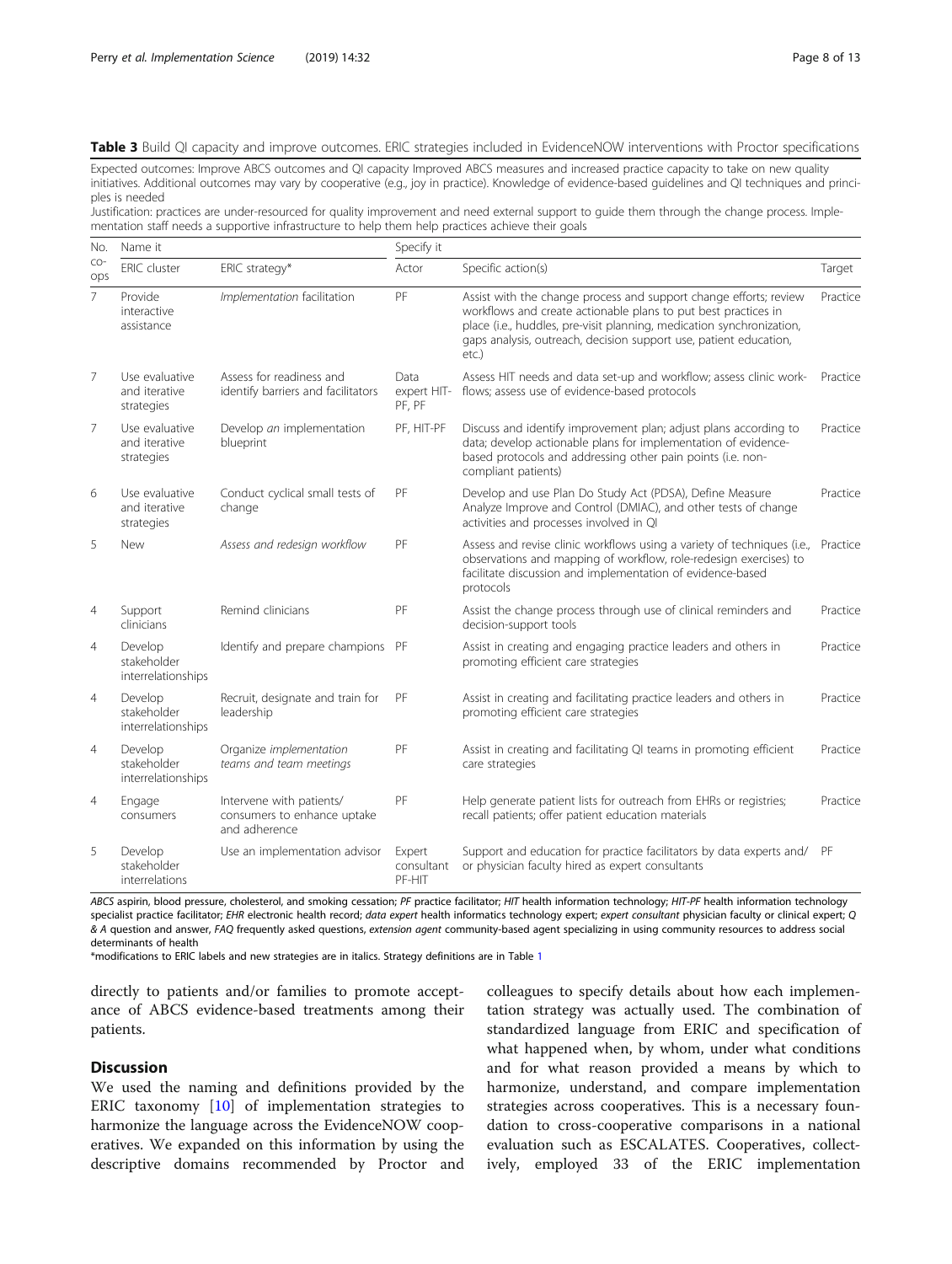**Table 3** Build QI capacity and improve outcomes. ERIC strategies included in EvidenceNOW interventions with Proctor specifications

Expected outcomes: Improve ABCS outcomes and QI capacity Improved ABCS measures and increased practice capacity to take on new quality initiatives. Additional outcomes may vary by cooperative (e.g., joy in practice). Knowledge of evidence-based guidelines and QI techniques and principles is needed

Justification: practices are under-resourced for quality improvement and need external support to guide them through the change process. Implementation staff needs a supportive infrastructure to help them help practices achieve their goals

| No. co-ops | Name it | | Specify it | | |
|---|---|---|---|---|---|
| | ERIC cluster | ERIC strategy* | Actor | Specific action(s) | Target |
| 7 | Provide interactive assistance | *Implementation* facilitation | PF | Assist with the change process and support change efforts; review workflows and create actionable plans to put best practices in place (i.e., huddles, pre-visit planning, medication synchronization, gaps analysis, outreach, decision support use, patient education, etc.) | Practice |
| 7 | Use evaluative and iterative strategies | Assess for readiness and identify barriers and facilitators | Data expert HIT-PF, PF | Assess HIT needs and data set-up and workflow; assess clinic workflows; assess use of evidence-based protocols | Practice |
| 7 | Use evaluative and iterative strategies | Develop *an* implementation blueprint | PF, HIT-PF | Discuss and identify improvement plan; adjust plans according to data; develop actionable plans for implementation of evidence-based protocols and addressing other pain points (i.e. non-compliant patients) | Practice |
| 6 | Use evaluative and iterative strategies | Conduct cyclical small tests of change | PF | Develop and use Plan Do Study Act (PDSA), Define Measure Analyze Improve and Control (DMIAC), and other tests of change activities and processes involved in QI | Practice |
| 5 | New | *Assess and redesign workflow* | PF | Assess and revise clinic workflows using a variety of techniques (i.e., observations and mapping of workflow, role-redesign exercises) to facilitate discussion and implementation of evidence-based protocols | Practice |
| 4 | Support clinicians | Remind clinicians | PF | Assist the change process through use of clinical reminders and decision-support tools | Practice |
| 4 | Develop stakeholder interrelationships | Identify and prepare champions | PF | Assist in creating and engaging practice leaders and others in promoting efficient care strategies | Practice |
| 4 | Develop stakeholder interrelationships | Recruit, designate and train for leadership | PF | Assist in creating and facilitating practice leaders and others in promoting efficient care strategies | Practice |
| 4 | Develop stakeholder interrelationships | Organize *implementation teams and team meetings* | PF | Assist in creating and facilitating QI teams in promoting efficient care strategies | Practice |
| 4 | Engage consumers | Intervene with patients/consumers to enhance uptake and adherence | PF | Help generate patient lists for outreach from EHRs or registries; recall patients; offer patient education materials | Practice |
| 5 | Develop stakeholder interrelations | Use an implementation advisor | Expert consultant PF-HIT | Support and education for practice facilitators by data experts and/or physician faculty hired as expert consultants | PF |

*ABCS* aspirin, blood pressure, cholesterol, and smoking cessation; *PF* practice facilitator; *HIT* health information technology; *HIT-PF* health information technology specialist practice facilitator; *EHR* electronic health record; *data expert* health informatics technology expert; *expert consultant* physician faculty or clinical expert; *Q & A* question and answer, *FAQ* frequently asked questions, *extension agent* community-based agent specializing in using community resources to address social determinants of health

*modifications to ERIC labels and new strategies are in italics. Strategy definitions are in Table 1

directly to patients and/or families to promote acceptance of ABCS evidence-based treatments among their patients.

## Discussion

We used the naming and definitions provided by the ERIC taxonomy [10] of implementation strategies to harmonize the language across the EvidenceNOW cooperatives. We expanded on this information by using the descriptive domains recommended by Proctor and colleagues to specify details about how each implementation strategy was actually used. The combination of standardized language from ERIC and specification of what happened when, by whom, under what conditions and for what reason provided a means by which to harmonize, understand, and compare implementation strategies across cooperatives. This is a necessary foundation to cross-cooperative comparisons in a national evaluation such as ESCALATES. Cooperatives, collectively, employed 33 of the ERIC implementation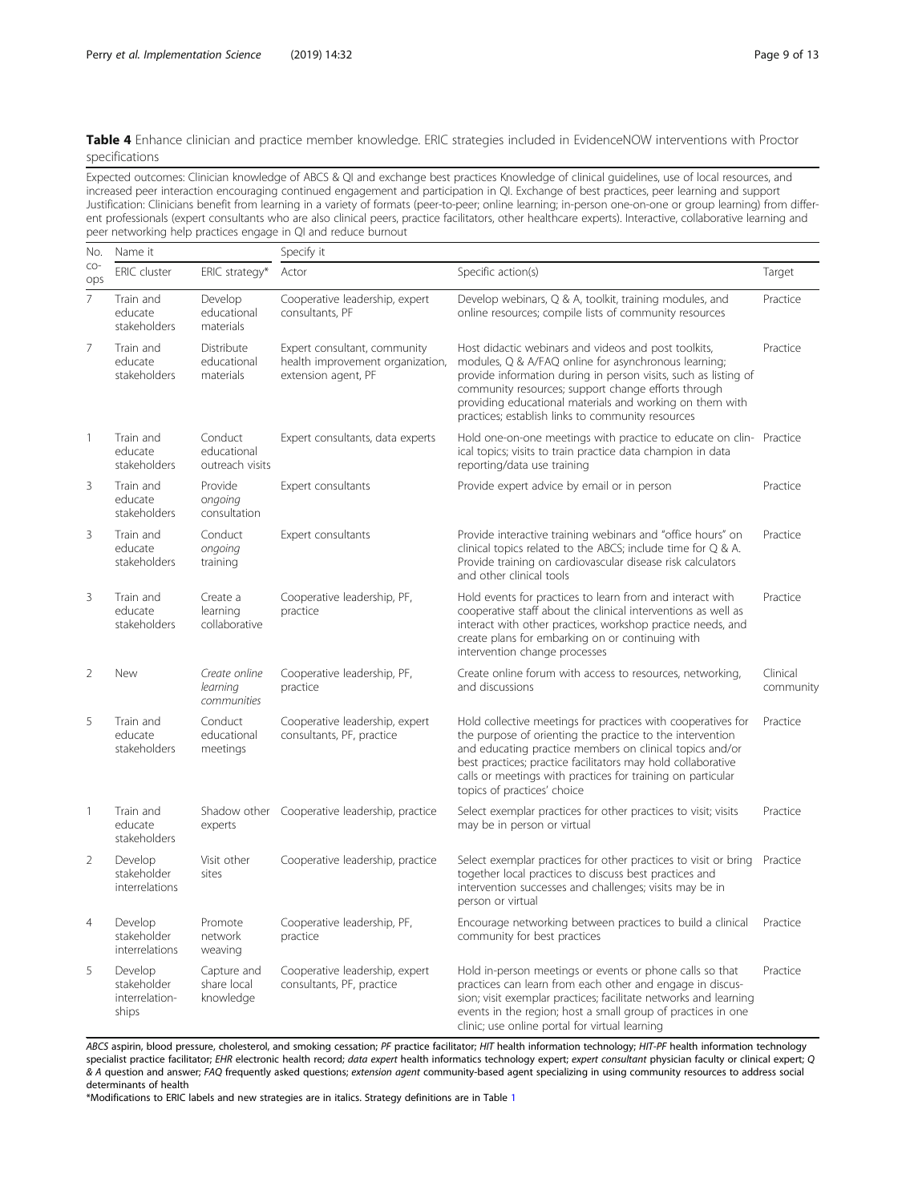**Table 4** Enhance clinician and practice member knowledge. ERIC strategies included in EvidenceNOW interventions with Proctor specifications

Expected outcomes: Clinician knowledge of ABCS & QI and exchange best practices Knowledge of clinical guidelines, use of local resources, and increased peer interaction encouraging continued engagement and participation in QI. Exchange of best practices, peer learning and support
Justification: Clinicians benefit from learning in a variety of formats (peer-to-peer; online learning; in-person one-on-one or group learning) from different professionals (expert consultants who are also clinical peers, practice facilitators, other healthcare experts). Interactive, collaborative learning and peer networking help practices engage in QI and reduce burnout

| No. co-ops | Name it | | Specify it | | |
|---|---|---|---|---|---|
| | ERIC cluster | ERIC strategy* | Actor | Specific action(s) | Target |
| 7 | Train and educate stakeholders | Develop educational materials | Cooperative leadership, expert consultants, PF | Develop webinars, Q & A, toolkit, training modules, and online resources; compile lists of community resources | Practice |
| 7 | Train and educate stakeholders | Distribute educational materials | Expert consultant, community health improvement organization, extension agent, PF | Host didactic webinars and videos and post toolkits, modules, Q & A/FAQ online for asynchronous learning; provide information during in person visits, such as listing of community resources; support change efforts through providing educational materials and working on them with practices; establish links to community resources | Practice |
| 1 | Train and educate stakeholders | Conduct educational outreach visits | Expert consultants, data experts | Hold one-on-one meetings with practice to educate on clinical topics; visits to train practice data champion in data reporting/data use training | Practice |
| 3 | Train and educate stakeholders | Provide *ongoing* consultation | Expert consultants | Provide expert advice by email or in person | Practice |
| 3 | Train and educate stakeholders | Conduct *ongoing* training | Expert consultants | Provide interactive training webinars and "office hours" on clinical topics related to the ABCS; include time for Q & A. Provide training on cardiovascular disease risk calculators and other clinical tools | Practice |
| 3 | Train and educate stakeholders | Create a learning collaborative | Cooperative leadership, PF, practice | Hold events for practices to learn from and interact with cooperative staff about the clinical interventions as well as interact with other practices, workshop practice needs, and create plans for embarking on or continuing with intervention change processes | Practice |
| 2 | New | *Create online learning communities* | Cooperative leadership, PF, practice | Create online forum with access to resources, networking, and discussions | Clinical community |
| 5 | Train and educate stakeholders | Conduct educational meetings | Cooperative leadership, expert consultants, PF, practice | Hold collective meetings for practices with cooperatives for the purpose of orienting the practice to the intervention and educating practice members on clinical topics and/or best practices; practice facilitators may hold collaborative calls or meetings with practices for training on particular topics of practices' choice | Practice |
| 1 | Train and educate stakeholders | Shadow other experts | Cooperative leadership, practice | Select exemplar practices for other practices to visit; visits may be in person or virtual | Practice |
| 2 | Develop stakeholder interrelations | Visit other sites | Cooperative leadership, practice | Select exemplar practices for other practices to visit or bring together local practices to discuss best practices and intervention successes and challenges; visits may be in person or virtual | Practice |
| 4 | Develop stakeholder interrelations | Promote network weaving | Cooperative leadership, PF, practice | Encourage networking between practices to build a clinical community for best practices | Practice |
| 5 | Develop stakeholder interrelationships | Capture and share local knowledge | Cooperative leadership, expert consultants, PF, practice | Hold in-person meetings or events or phone calls so that practices can learn from each other and engage in discussion; visit exemplar practices; facilitate networks and learning events in the region; host a small group of practices in one clinic; use online portal for virtual learning | Practice |

*ABCS* aspirin, blood pressure, cholesterol, and smoking cessation; *PF* practice facilitator; *HIT* health information technology; *HIT-PF* health information technology specialist practice facilitator; *EHR* electronic health record; *data expert* health informatics technology expert; *expert consultant* physician faculty or clinical expert; *Q & A* question and answer; *FAQ* frequently asked questions; *extension agent* community-based agent specializing in using community resources to address social determinants of health
*Modifications to ERIC labels and new strategies are in italics. Strategy definitions are in Table 1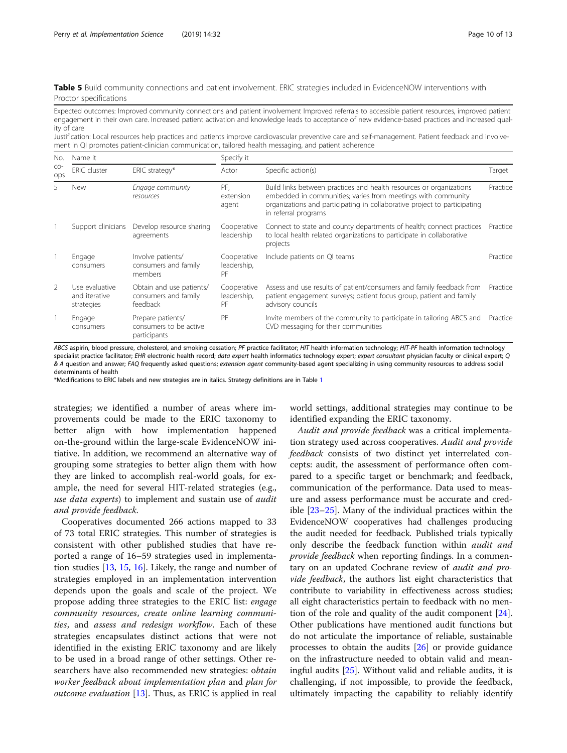**Table 5** Build community connections and patient involvement. ERIC strategies included in EvidenceNOW interventions with Proctor specifications

Expected outcomes: Improved community connections and patient involvement Improved referrals to accessible patient resources, improved patient engagement in their own care. Increased patient activation and knowledge leads to acceptance of new evidence-based practices and increased quality of care

Justification: Local resources help practices and patients improve cardiovascular preventive care and self-management. Patient feedback and involvement in QI promotes patient-clinician communication, tailored health messaging, and patient adherence

| No. co-ops | Name it | | Specify it | | |
|---|---|---|---|---|---|
| | ERIC cluster | ERIC strategy* | Actor | Specific action(s) | Target |
| 5 | New | *Engage community resources* | PF, extension agent | Build links between practices and health resources or organizations embedded in communities; varies from meetings with community organizations and participating in collaborative project to participating in referral programs | Practice |
| 1 | Support clinicians | Develop resource sharing agreements | Cooperative leadership | Connect to state and county departments of health; connect practices to local health related organizations to participate in collaborative projects | Practice |
| 1 | Engage consumers | Involve patients/ consumers and family members | Cooperative leadership, PF | Include patients on QI teams | Practice |
| 2 | Use evaluative and iterative strategies | Obtain and use patients/ consumers and family feedback | Cooperative leadership, PF | Assess and use results of patient/consumers and family feedback from patient engagement surveys; patient focus group, patient and family advisory councils | Practice |
| 1 | Engage consumers | Prepare patients/ consumers to be active participants | PF | Invite members of the community to participate in tailoring ABCS and CVD messaging for their communities | Practice |

*ABCS* aspirin, blood pressure, cholesterol, and smoking cessation; *PF* practice facilitator; *HIT* health information technology; *HIT-PF* health information technology specialist practice facilitator; *EHR* electronic health record; *data expert* health informatics technology expert; *expert consultant* physician faculty or clinical expert; *Q & A* question and answer; *FAQ* frequently asked questions; *extension agent* community-based agent specializing in using community resources to address social determinants of health

*Modifications to ERIC labels and new strategies are in italics. Strategy definitions are in Table 1

strategies; we identified a number of areas where improvements could be made to the ERIC taxonomy to better align with how implementation happened on-the-ground within the large-scale EvidenceNOW initiative. In addition, we recommend an alternative way of grouping some strategies to better align them with how they are linked to accomplish real-world goals, for example, the need for several HIT-related strategies (e.g., *use data experts*) to implement and sustain use of *audit and provide feedback*.

Cooperatives documented 266 actions mapped to 33 of 73 total ERIC strategies. This number of strategies is consistent with other published studies that have reported a range of 16–59 strategies used in implementation studies [13, 15, 16]. Likely, the range and number of strategies employed in an implementation intervention depends upon the goals and scale of the project. We propose adding three strategies to the ERIC list: *engage community resources*, *create online learning communities*, and *assess and redesign workflow*. Each of these strategies encapsulates distinct actions that were not identified in the existing ERIC taxonomy and are likely to be used in a broad range of other settings. Other researchers have also recommended new strategies: *obtain worker feedback about implementation plan* and *plan for outcome evaluation* [13]. Thus, as ERIC is applied in real world settings, additional strategies may continue to be identified expanding the ERIC taxonomy.

*Audit and provide feedback* was a critical implementation strategy used across cooperatives. *Audit and provide feedback* consists of two distinct yet interrelated concepts: audit, the assessment of performance often compared to a specific target or benchmark; and feedback, communication of the performance. Data used to measure and assess performance must be accurate and credible [23–25]. Many of the individual practices within the EvidenceNOW cooperatives had challenges producing the audit needed for feedback. Published trials typically only describe the feedback function within *audit and provide feedback* when reporting findings. In a commentary on an updated Cochrane review of *audit and provide feedback*, the authors list eight characteristics that contribute to variability in effectiveness across studies; all eight characteristics pertain to feedback with no mention of the role and quality of the audit component [24]. Other publications have mentioned audit functions but do not articulate the importance of reliable, sustainable processes to obtain the audits [26] or provide guidance on the infrastructure needed to obtain valid and meaningful audits [25]. Without valid and reliable audits, it is challenging, if not impossible, to provide the feedback, ultimately impacting the capability to reliably identify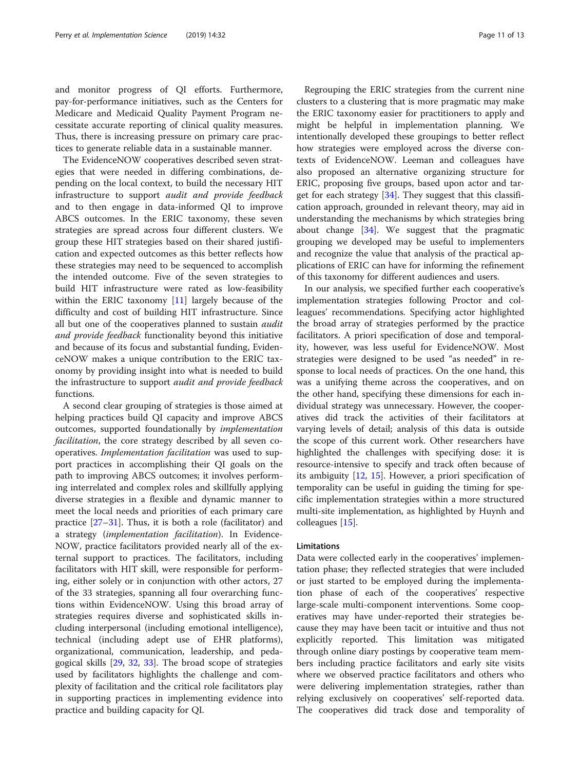and monitor progress of QI efforts. Furthermore, pay-for-performance initiatives, such as the Centers for Medicare and Medicaid Quality Payment Program necessitate accurate reporting of clinical quality measures. Thus, there is increasing pressure on primary care practices to generate reliable data in a sustainable manner.

The EvidenceNOW cooperatives described seven strategies that were needed in differing combinations, depending on the local context, to build the necessary HIT infrastructure to support *audit and provide feedback* and to then engage in data-informed QI to improve ABCS outcomes. In the ERIC taxonomy, these seven strategies are spread across four different clusters. We group these HIT strategies based on their shared justification and expected outcomes as this better reflects how these strategies may need to be sequenced to accomplish the intended outcome. Five of the seven strategies to build HIT infrastructure were rated as low-feasibility within the ERIC taxonomy [11] largely because of the difficulty and cost of building HIT infrastructure. Since all but one of the cooperatives planned to sustain *audit and provide feedback* functionality beyond this initiative and because of its focus and substantial funding, EvidenceNOW makes a unique contribution to the ERIC taxonomy by providing insight into what is needed to build the infrastructure to support *audit and provide feedback* functions.

A second clear grouping of strategies is those aimed at helping practices build QI capacity and improve ABCS outcomes, supported foundationally by *implementation facilitation*, the core strategy described by all seven cooperatives. *Implementation facilitation* was used to support practices in accomplishing their QI goals on the path to improving ABCS outcomes; it involves performing interrelated and complex roles and skillfully applying diverse strategies in a flexible and dynamic manner to meet the local needs and priorities of each primary care practice [27–31]. Thus, it is both a role (facilitator) and a strategy (*implementation facilitation*). In EvidenceNOW, practice facilitators provided nearly all of the external support to practices. The facilitators, including facilitators with HIT skill, were responsible for performing, either solely or in conjunction with other actors, 27 of the 33 strategies, spanning all four overarching functions within EvidenceNOW. Using this broad array of strategies requires diverse and sophisticated skills including interpersonal (including emotional intelligence), technical (including adept use of EHR platforms), organizational, communication, leadership, and pedagogical skills [29, 32, 33]. The broad scope of strategies used by facilitators highlights the challenge and complexity of facilitation and the critical role facilitators play in supporting practices in implementing evidence into practice and building capacity for QI.

Regrouping the ERIC strategies from the current nine clusters to a clustering that is more pragmatic may make the ERIC taxonomy easier for practitioners to apply and might be helpful in implementation planning. We intentionally developed these groupings to better reflect how strategies were employed across the diverse contexts of EvidenceNOW. Leeman and colleagues have also proposed an alternative organizing structure for ERIC, proposing five groups, based upon actor and target for each strategy [34]. They suggest that this classification approach, grounded in relevant theory, may aid in understanding the mechanisms by which strategies bring about change [34]. We suggest that the pragmatic grouping we developed may be useful to implementers and recognize the value that analysis of the practical applications of ERIC can have for informing the refinement of this taxonomy for different audiences and users.

In our analysis, we specified further each cooperative's implementation strategies following Proctor and colleagues' recommendations. Specifying actor highlighted the broad array of strategies performed by the practice facilitators. A priori specification of dose and temporality, however, was less useful for EvidenceNOW. Most strategies were designed to be used "as needed" in response to local needs of practices. On the one hand, this was a unifying theme across the cooperatives, and on the other hand, specifying these dimensions for each individual strategy was unnecessary. However, the cooperatives did track the activities of their facilitators at varying levels of detail; analysis of this data is outside the scope of this current work. Other researchers have highlighted the challenges with specifying dose: it is resource-intensive to specify and track often because of its ambiguity [12, 15]. However, a priori specification of temporality can be useful in guiding the timing for specific implementation strategies within a more structured multi-site implementation, as highlighted by Huynh and colleagues [15].

### Limitations

Data were collected early in the cooperatives' implementation phase; they reflected strategies that were included or just started to be employed during the implementation phase of each of the cooperatives' respective large-scale multi-component interventions. Some cooperatives may have under-reported their strategies because they may have been tacit or intuitive and thus not explicitly reported. This limitation was mitigated through online diary postings by cooperative team members including practice facilitators and early site visits where we observed practice facilitators and others who were delivering implementation strategies, rather than relying exclusively on cooperatives' self-reported data. The cooperatives did track dose and temporality of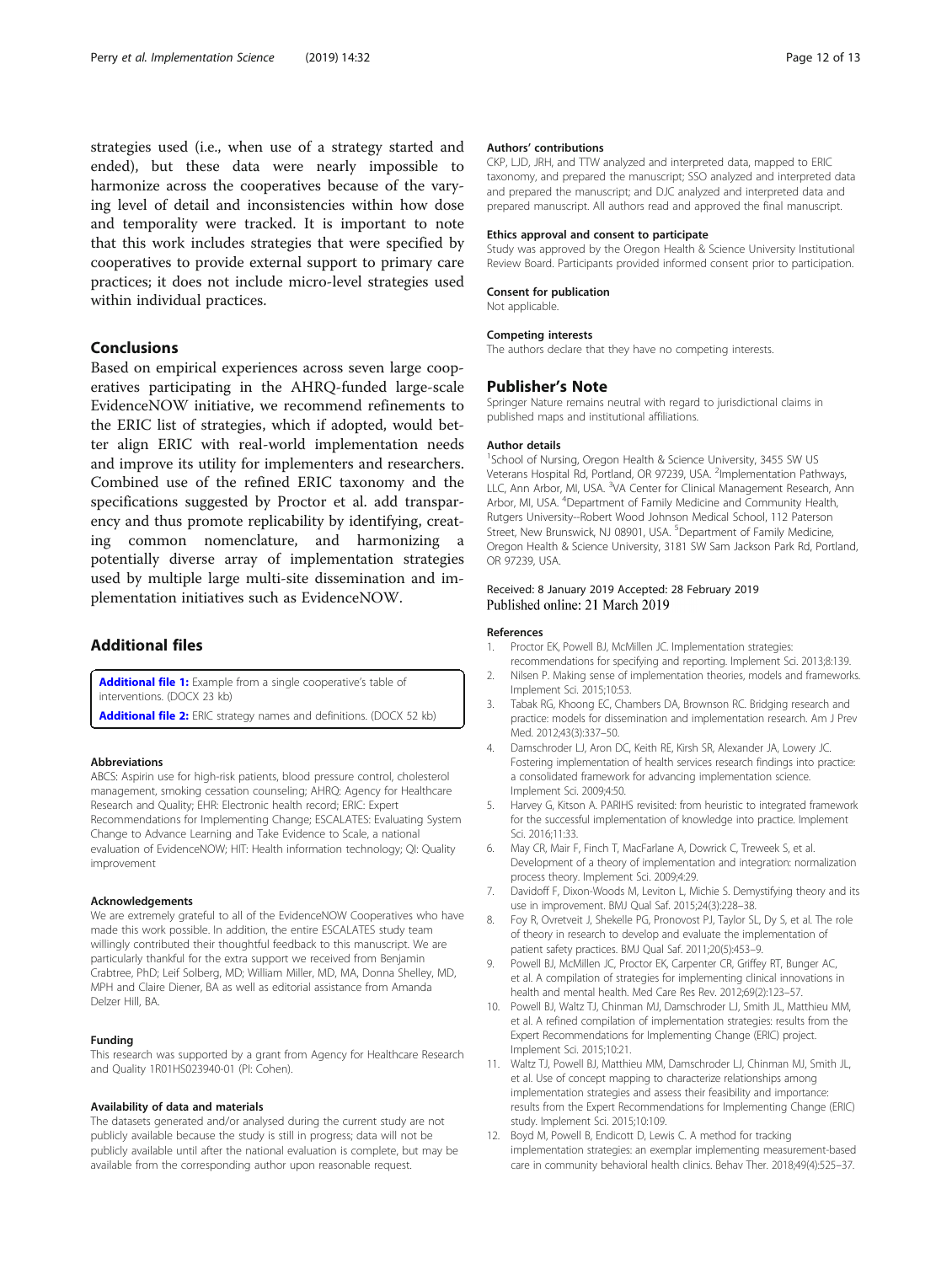strategies used (i.e., when use of a strategy started and ended), but these data were nearly impossible to harmonize across the cooperatives because of the varying level of detail and inconsistencies within how dose and temporality were tracked. It is important to note that this work includes strategies that were specified by cooperatives to provide external support to primary care practices; it does not include micro-level strategies used within individual practices.

## Conclusions

Based on empirical experiences across seven large cooperatives participating in the AHRQ-funded large-scale EvidenceNOW initiative, we recommend refinements to the ERIC list of strategies, which if adopted, would better align ERIC with real-world implementation needs and improve its utility for implementers and researchers. Combined use of the refined ERIC taxonomy and the specifications suggested by Proctor et al. add transparency and thus promote replicability by identifying, creating common nomenclature, and harmonizing a potentially diverse array of implementation strategies used by multiple large multi-site dissemination and implementation initiatives such as EvidenceNOW.

## Additional files

**Additional file 1:** Example from a single cooperative's table of interventions. (DOCX 23 kb)

**Additional file 2:** ERIC strategy names and definitions. (DOCX 52 kb)

#### Abbreviations

ABCS: Aspirin use for high-risk patients, blood pressure control, cholesterol management, smoking cessation counseling; AHRQ: Agency for Healthcare Research and Quality; EHR: Electronic health record; ERIC: Expert Recommendations for Implementing Change; ESCALATES: Evaluating System Change to Advance Learning and Take Evidence to Scale, a national evaluation of EvidenceNOW; HIT: Health information technology; QI: Quality improvement

#### Acknowledgements

We are extremely grateful to all of the EvidenceNOW Cooperatives who have made this work possible. In addition, the entire ESCALATES study team willingly contributed their thoughtful feedback to this manuscript. We are particularly thankful for the extra support we received from Benjamin Crabtree, PhD; Leif Solberg, MD; William Miller, MD, MA, Donna Shelley, MD, MPH and Claire Diener, BA as well as editorial assistance from Amanda Delzer Hill, BA.

#### Funding

This research was supported by a grant from Agency for Healthcare Research and Quality 1R01HS023940-01 (PI: Cohen).

#### Availability of data and materials

The datasets generated and/or analysed during the current study are not publicly available because the study is still in progress; data will not be publicly available until after the national evaluation is complete, but may be available from the corresponding author upon reasonable request.

#### Authors' contributions

CKP, LJD, JRH, and TTW analyzed and interpreted data, mapped to ERIC taxonomy, and prepared the manuscript; SSO analyzed and interpreted data and prepared the manuscript; and DJC analyzed and interpreted data and prepared manuscript. All authors read and approved the final manuscript.

#### Ethics approval and consent to participate

Study was approved by the Oregon Health & Science University Institutional Review Board. Participants provided informed consent prior to participation.

#### Consent for publication

Not applicable.

#### Competing interests

The authors declare that they have no competing interests.

## Publisher's Note

Springer Nature remains neutral with regard to jurisdictional claims in published maps and institutional affiliations.

#### Author details

[1]School of Nursing, Oregon Health & Science University, 3455 SW US Veterans Hospital Rd, Portland, OR 97239, USA. [2]Implementation Pathways, LLC, Ann Arbor, MI, USA. [3]VA Center for Clinical Management Research, Ann Arbor, MI, USA. [4]Department of Family Medicine and Community Health, Rutgers University--Robert Wood Johnson Medical School, 112 Paterson Street, New Brunswick, NJ 08901, USA. [5]Department of Family Medicine, Oregon Health & Science University, 3181 SW Sam Jackson Park Rd, Portland, OR 97239, USA.

Received: 8 January 2019 Accepted: 28 February 2019
Published online: 21 March 2019

#### References

1. Proctor EK, Powell BJ, McMillen JC. Implementation strategies: recommendations for specifying and reporting. Implement Sci. 2013;8:139.
2. Nilsen P. Making sense of implementation theories, models and frameworks. Implement Sci. 2015;10:53.
3. Tabak RG, Khoong EC, Chambers DA, Brownson RC. Bridging research and practice: models for dissemination and implementation research. Am J Prev Med. 2012;43(3):337–50.
4. Damschroder LJ, Aron DC, Keith RE, Kirsh SR, Alexander JA, Lowery JC. Fostering implementation of health services research findings into practice: a consolidated framework for advancing implementation science. Implement Sci. 2009;4:50.
5. Harvey G, Kitson A. PARIHS revisited: from heuristic to integrated framework for the successful implementation of knowledge into practice. Implement Sci. 2016;11:33.
6. May CR, Mair F, Finch T, MacFarlane A, Dowrick C, Treweek S, et al. Development of a theory of implementation and integration: normalization process theory. Implement Sci. 2009;4:29.
7. Davidoff F, Dixon-Woods M, Leviton L, Michie S. Demystifying theory and its use in improvement. BMJ Qual Saf. 2015;24(3):228–38.
8. Foy R, Ovretveit J, Shekelle PG, Pronovost PJ, Taylor SL, Dy S, et al. The role of theory in research to develop and evaluate the implementation of patient safety practices. BMJ Qual Saf. 2011;20(5):453–9.
9. Powell BJ, McMillen JC, Proctor EK, Carpenter CR, Griffey RT, Bunger AC, et al. A compilation of strategies for implementing clinical innovations in health and mental health. Med Care Res Rev. 2012;69(2):123–57.
10. Powell BJ, Waltz TJ, Chinman MJ, Damschroder LJ, Smith JL, Matthieu MM, et al. A refined compilation of implementation strategies: results from the Expert Recommendations for Implementing Change (ERIC) project. Implement Sci. 2015;10:21.
11. Waltz TJ, Powell BJ, Matthieu MM, Damschroder LJ, Chinman MJ, Smith JL, et al. Use of concept mapping to characterize relationships among implementation strategies and assess their feasibility and importance: results from the Expert Recommendations for Implementing Change (ERIC) study. Implement Sci. 2015;10:109.
12. Boyd M, Powell B, Endicott D, Lewis C. A method for tracking implementation strategies: an exemplar implementing measurement-based care in community behavioral health clinics. Behav Ther. 2018;49(4):525–37.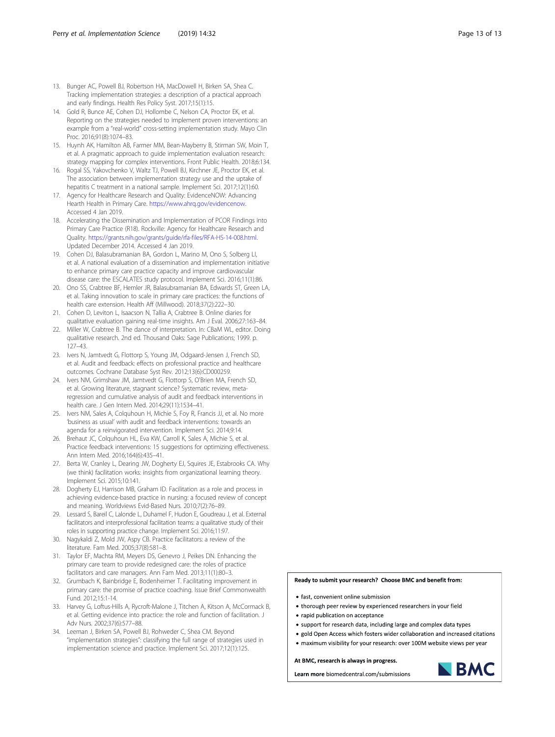13. Bunger AC, Powell BJ, Robertson HA, MacDowell H, Birken SA, Shea C. Tracking implementation strategies: a description of a practical approach and early findings. Health Res Policy Syst. 2017;15(1):15.
14. Gold R, Bunce AE, Cohen DJ, Hollombe C, Nelson CA, Proctor EK, et al. Reporting on the strategies needed to implement proven interventions: an example from a "real-world" cross-setting implementation study. Mayo Clin Proc. 2016;91(8):1074–83.
15. Huynh AK, Hamilton AB, Farmer MM, Bean-Mayberry B, Stirman SW, Moin T, et al. A pragmatic approach to guide implementation evaluation research: strategy mapping for complex interventions. Front Public Health. 2018;6:134.
16. Rogal SS, Yakovchenko V, Waltz TJ, Powell BJ, Kirchner JE, Proctor EK, et al. The association between implementation strategy use and the uptake of hepatitis C treatment in a national sample. Implement Sci. 2017;12(1):60.
17. Agency for Healthcare Research and Quality: EvidenceNOW: Advancing Hearth Health in Primary Care. https://www.ahrq.gov/evidencenow. Accessed 4 Jan 2019.
18. Accelerating the Dissemination and Implementation of PCOR Findings into Primary Care Practice (R18). Rockville: Agency for Healthcare Research and Quality. https://grants.nih.gov/grants/guide/rfa-files/RFA-HS-14-008.html. Updated December 2014. Accessed 4 Jan 2019.
19. Cohen DJ, Balasubramanian BA, Gordon L, Marino M, Ono S, Solberg LI, et al. A national evaluation of a dissemination and implementation initiative to enhance primary care practice capacity and improve cardiovascular disease care: the ESCALATES study protocol. Implement Sci. 2016;11(1):86.
20. Ono SS, Crabtree BF, Hemler JR, Balasubramanian BA, Edwards ST, Green LA, et al. Taking innovation to scale in primary care practices: the functions of health care extension. Health Aff (Millwood). 2018;37(2):222–30.
21. Cohen D, Leviton L, Isaacson N, Tallia A, Crabtree B. Online diaries for qualitative evaluation gaining real-time insights. Am J Eval. 2006;27:163–84.
22. Miller W, Crabtree B. The dance of interpretation. In: CBaM WL, editor. Doing qualitative research. 2nd ed. Thousand Oaks: Sage Publications; 1999. p. 127–43.
23. Ivers N, Jamtvedt G, Flottorp S, Young JM, Odgaard-Jensen J, French SD, et al. Audit and feedback: effects on professional practice and healthcare outcomes. Cochrane Database Syst Rev. 2012;13(6):CD000259.
24. Ivers NM, Grimshaw JM, Jamtvedt G, Flottorp S, O'Brien MA, French SD, et al. Growing literature, stagnant science? Systematic review, meta-regression and cumulative analysis of audit and feedback interventions in health care. J Gen Intern Med. 2014;29(11):1534–41.
25. Ivers NM, Sales A, Colquhoun H, Michie S, Foy R, Francis JJ, et al. No more 'business as usual' with audit and feedback interventions: towards an agenda for a reinvigorated intervention. Implement Sci. 2014;9:14.
26. Brehaut JC, Colquhoun HL, Eva KW, Carroll K, Sales A, Michie S, et al. Practice feedback interventions: 15 suggestions for optimizing effectiveness. Ann Intern Med. 2016;164(6):435–41.
27. Berta W, Cranley L, Dearing JW, Dogherty EJ, Squires JE, Estabrooks CA. Why (we think) facilitation works: insights from organizational learning theory. Implement Sci. 2015;10:141.
28. Dogherty EJ, Harrison MB, Graham ID. Facilitation as a role and process in achieving evidence-based practice in nursing: a focused review of concept and meaning. Worldviews Evid-Based Nurs. 2010;7(2):76–89.
29. Lessard S, Bareil C, Lalonde L, Duhamel F, Hudon E, Goudreau J, et al. External facilitators and interprofessional facilitation teams: a qualitative study of their roles in supporting practice change. Implement Sci. 2016;11:97.
30. Nagykaldi Z, Mold JW, Aspy CB. Practice facilitators: a review of the literature. Fam Med. 2005;37(8):581–8.
31. Taylor EF, Machta RM, Meyers DS, Genevro J, Peikes DN. Enhancing the primary care team to provide redesigned care: the roles of practice facilitators and care managers. Ann Fam Med. 2013;11(1):80–3.
32. Grumbach K, Bainbridge E, Bodenheimer T. Facilitating improvement in primary care: the promise of practice coaching. Issue Brief Commonwealth Fund. 2012;15:1-14.
33. Harvey G, Loftus-Hills A, Rycroft-Malone J, Titchen A, Kitson A, McCormack B, et al. Getting evidence into practice: the role and function of facilitation. J Adv Nurs. 2002;37(6):577–88.
34. Leeman J, Birken SA, Powell BJ, Rohweder C, Shea CM. Beyond "implementation strategies": classifying the full range of strategies used in implementation science and practice. Implement Sci. 2017;12(1):125.

**Ready to submit your research? Choose BMC and benefit from:**

- fast, convenient online submission
- thorough peer review by experienced researchers in your field
- rapid publication on acceptance
- support for research data, including large and complex data types
- gold Open Access which fosters wider collaboration and increased citations
- maximum visibility for your research: over 100M website views per year

**At BMC, research is always in progress.**

**Learn more** biomedcentral.com/submissions

BMC